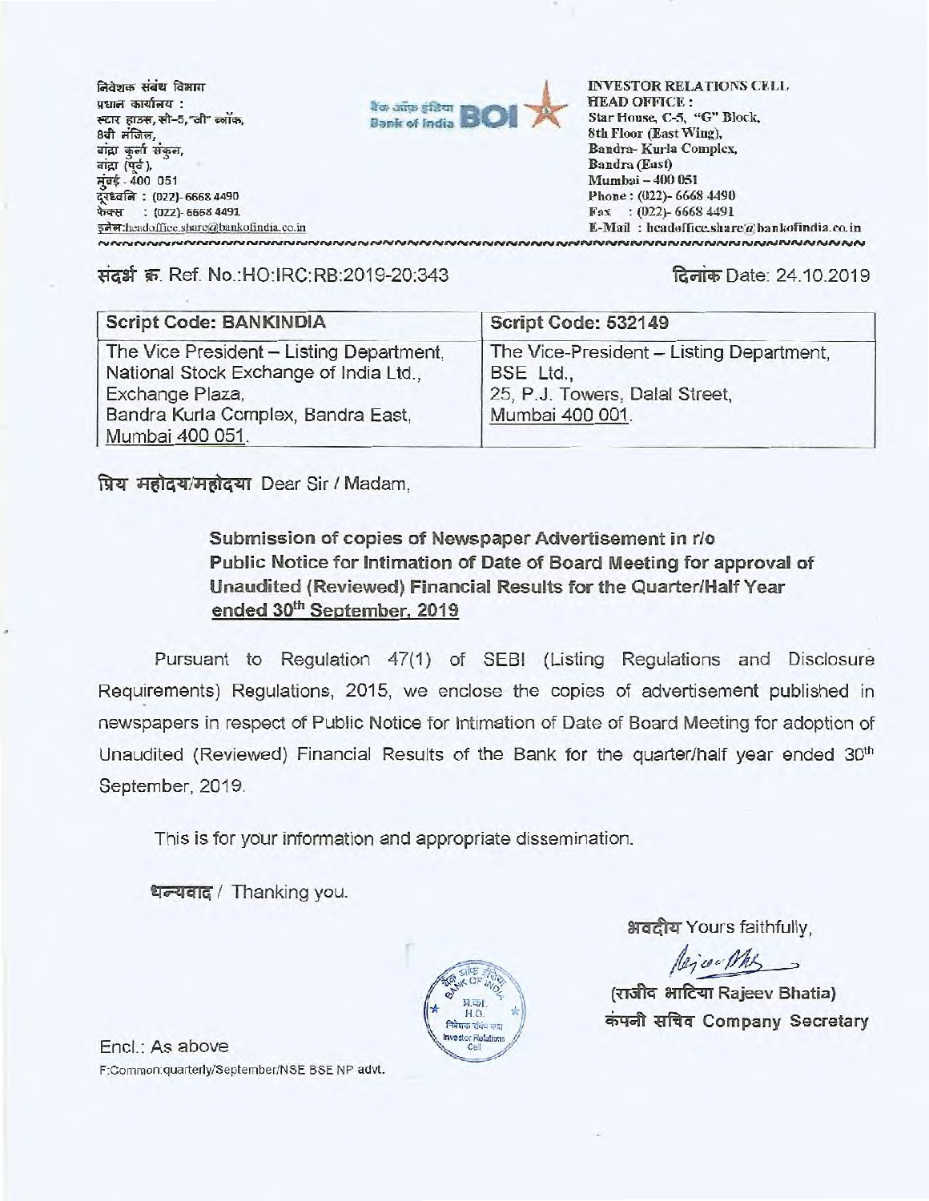निवेशक संबंध विभाग
प्रधान कार्यालय :
स्टार हाउस, सी–5,"जी" ब्लॉक,
8वी मंजिल,
बांद्रा कुर्ला संकुल,
बांद्रा (पूर्व),
मुंबई - 400 051
दूरध्वनि : (022)- 6668 4490
फेक्स : (022)- 6668 4491
इमेल:headoffice.share@bankofindia.co.in

बैंक ऑफ़ इंडिया Bank of India BOI

INVESTOR RELATIONS CELL
HEAD OFFICE :
Star House, C-5, "G" Block,
8th Floor (East Wing),
Bandra- Kurla Complex,
Bandra (East)
Mumbai – 400 051
Phone : (022)- 6668 4490
Fax : (022)- 6668 4491
E-Mail : headoffice.share@bankofindia.co.in

संदर्भ क्र. Ref. No.:HO:IRC:RB:2019-20:343

दिनांक Date: 24.10.2019

| Script Code: BANKINDIA | Script Code: 532149 |
|---|---|
| The Vice President – Listing Department, National Stock Exchange of India Ltd., Exchange Plaza, Bandra Kurla Complex, Bandra East, Mumbai 400 051. | The Vice-President – Listing Department, BSE Ltd., 25, P.J. Towers, Dalal Street, Mumbai 400 001. |

प्रिय महोदय/महोदया Dear Sir / Madam,

**Submission of copies of Newspaper Advertisement in r/o Public Notice for Intimation of Date of Board Meeting for approval of Unaudited (Reviewed) Financial Results for the Quarter/Half Year ended 30th September, 2019**

Pursuant to Regulation 47(1) of SEBI (Listing Regulations and Disclosure Requirements) Regulations, 2015, we enclose the copies of advertisement published in newspapers in respect of Public Notice for Intimation of Date of Board Meeting for adoption of Unaudited (Reviewed) Financial Results of the Bank for the quarter/half year ended 30th September, 2019.

This is for your information and appropriate dissemination.

धन्यवाद / Thanking you.

भवदीय Yours faithfully,

(राजीव भाटिया Rajeev Bhatia)
कंपनी सचिव Company Secretary

Encl.: As above
F:Common:quarterly/September/NSE BSE NP advt.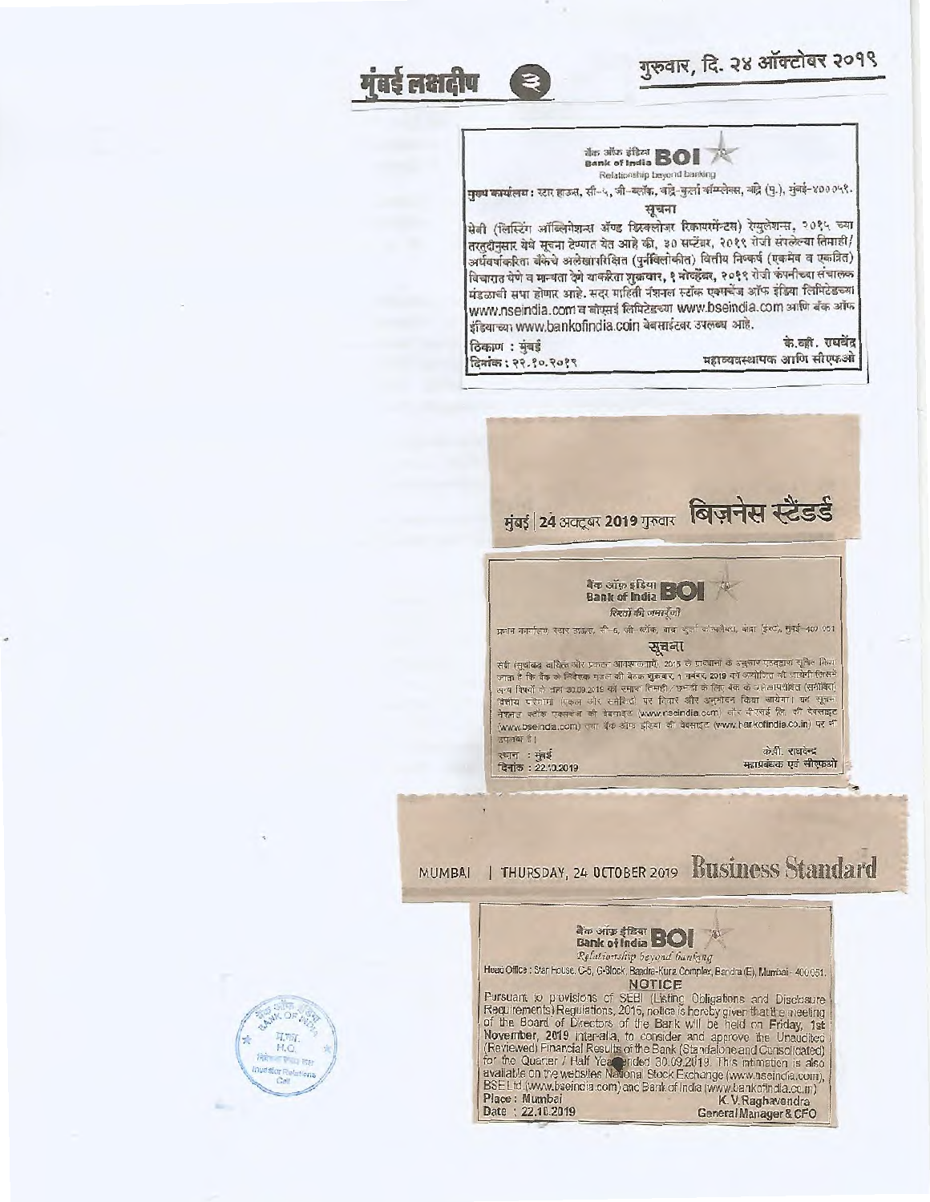मुंबई लक्षदीप

गुरुवार, दि. २४ ऑक्टोबर २०१९

बँक ऑफ इंडिया **BOI**
Bank of India
Relationship beyond banking

मुख्य कार्यालय: स्टार हाऊस, सी-५, जी-ब्लॉक, वांद्रे-कुर्ला कॉम्प्लेक्स, वांद्रे (पु.), मुंबई-४०००५१.

**सूचना**

सेबी (लिस्टिंग ऑब्लिगेशन्स ॲण्ड डिस्क्लोजर रिक्वायरमेंट्स) रेग्युलेशन्स, २०१५ च्या तरतुदीनुसार येथे सूचना देण्यात येत आहे की, ३० सप्टेंबर, २०१९ रोजी संपलेल्या तिमाही/अर्धवर्षाकरिता बँकेचे अलेखापरिक्षित (पुनर्विलोकीत) वित्तीय निष्कर्ष (एकमेव व एकत्रित) विचारात घेणे व मान्यता देणे याकरिता शुक्रवार, १ नोव्हेंबर, २०१९ रोजी कंपनीच्या संचालक मंडळाची सभा होणार आहे. सदर माहिती नॅशनल स्टॉक एक्सचेंज ऑफ इंडिया लिमिटेडच्या www.nseindia.com व बीएसई लिमिटेडच्या www.bseindia.com आणि बँक ऑफ इंडियाच्या www.bankofindia.coin वेबसाईटवर उपलब्ध आहे.

ठिकाण : मुंबई
दिनांक : २२.१०.२०१९

के.व्ही. राघवेंद्र
महाव्यवस्थापक आणि सीएफओ

---

मुंबई | 24 अक्टूबर 2019 गुरुवार बिज़नेस स्टैंडर्ड

बैंक ऑफ़ इंडिया **BOI**
Bank of India
रिश्तों की जमापूँजी

प्रधान कार्यालय: स्टार हाउस, सी-5, जी ब्लॉक, बांद्रा कुर्ला कॉम्प्लेक्स, बांद्रा (ईस्ट), मुंबई-400 051

**सूचना**

सेबी (सूचीबद्ध दायित्व और प्रकटन आवश्यकताएँ) 2015 के प्रावधानों के अनुसार एतद्द्वारा सूचित किया जाता है कि बैंक के निदेशक मंडल की बैठक शुक्रवार, 1 नवंबर, 2019 को आयोजित की जाएगी जिसमें अन्य विषयों के साथ 30.09.2019 को समाप्त तिमाही / छमाही के लिए बैंक के अलेखापरीक्षित (समीक्षित) वित्तीय परिणाम (एकल और समेकित) पर विचार और अनुमोदन किया जायेगा। यह सूचना नेशनल स्टॉक एक्सचेंज की वेबसाइट (www.nseindia.com) और बीएसई लि. की वेबसाइट (www.bseindia.com) तथा बैंक ऑफ इंडिया की वेबसाइट (www.bankofindia.co.in) पर भी उपलब्ध है।

स्थान : मुंबई
दिनांक : 22.10.2019

केवी. राघवेन्द्र
महाप्रबंधक एवं सीएफओ

---

MUMBAI | THURSDAY, 24 OCTOBER 2019 **Business Standard**

बैंक ऑफ़ इंडिया **BOI**
Bank of India
Relationship beyond banking

Head Office : Star House, C-5, G-Block, Bandra-Kurla Complex, Bandra (E), Mumbai - 400 051.

**NOTICE**

Pursuant to provisions of SEBI (Listing Obligations and Disclosure Requirements) Regulations, 2015, notice is hereby given that the meeting of the Board of Directors of the Bank will be held on Friday, 1st November, 2019 inter-alia, to consider and approve the Unaudited (Reviewed) Financial Results of the Bank (Standalone and Consolidated) for the Quarter / Half Year ended 30.09.2019. This intimation is also available on the websites National Stock Exchange (www.nseindia.com), BSE Ltd (www.bseindia.com) and Bank of India (www.bankofindia.co.in)

Place : Mumbai
Date : 22.10.2019

K.V. Raghavendra
General Manager & CFO